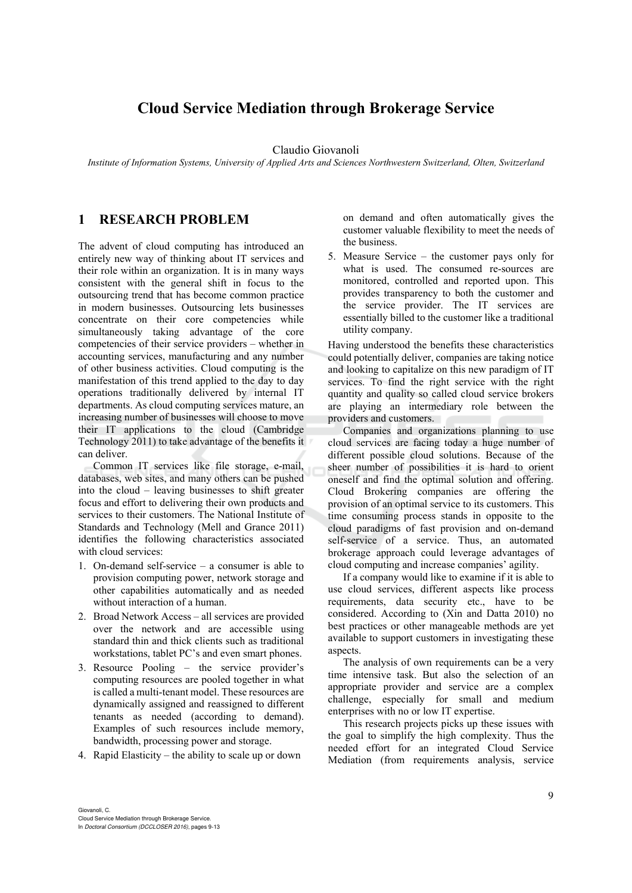# Cloud Service Mediation through Brokerage Service

Claudio Giovanoli

*Institute of Information Systems, University of Applied Arts and Sciences Northwestern Switzerland, Olten, Switzerland*

## 1 RESEARCH PROBLEM

The advent of cloud computing has introduced an entirely new way of thinking about IT services and their role within an organization. It is in many ways consistent with the general shift in focus to the outsourcing trend that has become common practice in modern businesses. Outsourcing lets businesses concentrate on their core competencies while simultaneously taking advantage of the core competencies of their service providers – whether in accounting services, manufacturing and any number of other business activities. Cloud computing is the manifestation of this trend applied to the day to day operations traditionally delivered by internal IT departments. As cloud computing services mature, an increasing number of businesses will choose to move their IT applications to the cloud (Cambridge Technology 2011) to take advantage of the benefits it can deliver.

Common IT services like file storage, e-mail, databases, web sites, and many others can be pushed into the cloud – leaving businesses to shift greater focus and effort to delivering their own products and services to their customers. The National Institute of Standards and Technology (Mell and Grance 2011) identifies the following characteristics associated with cloud services:

1. On-demand self-service – a consumer is able to provision computing power, network storage and other capabilities automatically and as needed without interaction of a human.
2. Broad Network Access – all services are provided over the network and are accessible using standard thin and thick clients such as traditional workstations, tablet PC's and even smart phones.
3. Resource Pooling – the service provider's computing resources are pooled together in what is called a multi-tenant model. These resources are dynamically assigned and reassigned to different tenants as needed (according to demand). Examples of such resources include memory, bandwidth, processing power and storage.
4. Rapid Elasticity – the ability to scale up or down on demand and often automatically gives the customer valuable flexibility to meet the needs of the business.
5. Measure Service – the customer pays only for what is used. The consumed re-sources are monitored, controlled and reported upon. This provides transparency to both the customer and the service provider. The IT services are essentially billed to the customer like a traditional utility company.

Having understood the benefits these characteristics could potentially deliver, companies are taking notice and looking to capitalize on this new paradigm of IT services. To find the right service with the right quantity and quality so called cloud service brokers are playing an intermediary role between the providers and customers.

Companies and organizations planning to use cloud services are facing today a huge number of different possible cloud solutions. Because of the sheer number of possibilities it is hard to orient oneself and find the optimal solution and offering. Cloud Brokering companies are offering the provision of an optimal service to its customers. This time consuming process stands in opposite to the cloud paradigms of fast provision and on-demand self-service of a service. Thus, an automated brokerage approach could leverage advantages of cloud computing and increase companies' agility.

If a company would like to examine if it is able to use cloud services, different aspects like process requirements, data security etc., have to be considered. According to (Xin and Datta 2010) no best practices or other manageable methods are yet available to support customers in investigating these aspects.

The analysis of own requirements can be a very time intensive task. But also the selection of an appropriate provider and service are a complex challenge, especially for small and medium enterprises with no or low IT expertise.

This research projects picks up these issues with the goal to simplify the high complexity. Thus the needed effort for an integrated Cloud Service Mediation (from requirements analysis, service

Giovanoli, C.
Cloud Service Mediation through Brokerage Service.
In *Doctoral Consortium (DCCLOSER 2016)*, pages 9-13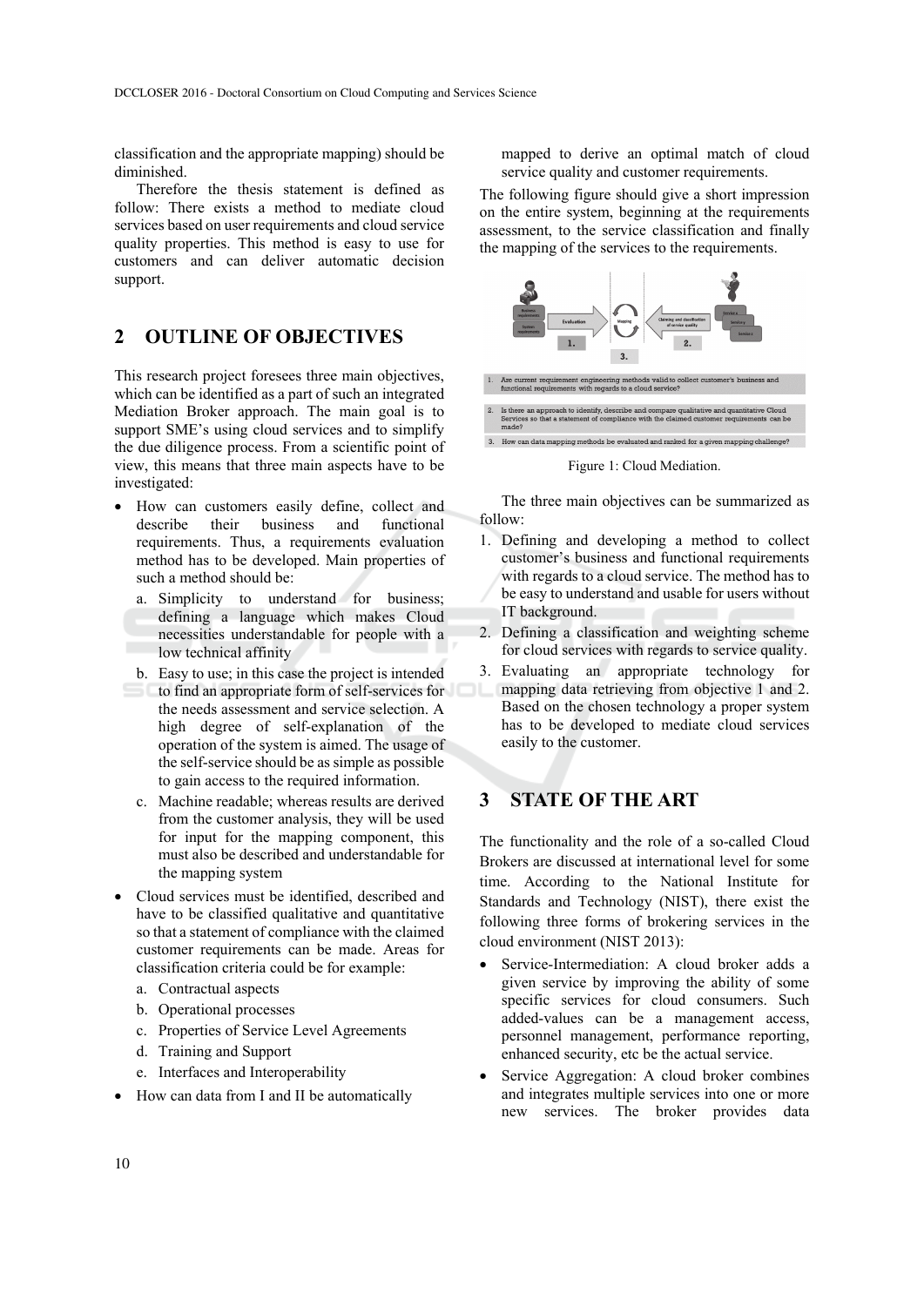classification and the appropriate mapping) should be diminished.

Therefore the thesis statement is defined as follow: There exists a method to mediate cloud services based on user requirements and cloud service quality properties. This method is easy to use for customers and can deliver automatic decision support.

## 2 OUTLINE OF OBJECTIVES

This research project foresees three main objectives, which can be identified as a part of such an integrated Mediation Broker approach. The main goal is to support SME's using cloud services and to simplify the due diligence process. From a scientific point of view, this means that three main aspects have to be investigated:

- How can customers easily define, collect and describe their business and functional requirements. Thus, a requirements evaluation method has to be developed. Main properties of such a method should be:
  a. Simplicity to understand for business; defining a language which makes Cloud necessities understandable for people with a low technical affinity
  b. Easy to use; in this case the project is intended to find an appropriate form of self-services for the needs assessment and service selection. A high degree of self-explanation of the operation of the system is aimed. The usage of the self-service should be as simple as possible to gain access to the required information.
  c. Machine readable; whereas results are derived from the customer analysis, they will be used for input for the mapping component, this must also be described and understandable for the mapping system
- Cloud services must be identified, described and have to be classified qualitative and quantitative so that a statement of compliance with the claimed customer requirements can be made. Areas for classification criteria could be for example:
  a. Contractual aspects
  b. Operational processes
  c. Properties of Service Level Agreements
  d. Training and Support
  e. Interfaces and Interoperability
- How can data from I and II be automatically mapped to derive an optimal match of cloud service quality and customer requirements.

The following figure should give a short impression on the entire system, beginning at the requirements assessment, to the service classification and finally the mapping of the services to the requirements.

1. Are current requirement engineering methods valid to collect customer's business and functional requirements with regards to a cloud service?
2. Is there an approach to identify, describe and compare qualitative and quantitative Cloud Services so that a statement of compliance with the claimed customer requirements can be made?
3. How can data mapping methods be evaluated and ranked for a given mapping challenge?

Figure 1: Cloud Mediation.

The three main objectives can be summarized as follow:

1. Defining and developing a method to collect customer's business and functional requirements with regards to a cloud service. The method has to be easy to understand and usable for users without IT background.
2. Defining a classification and weighting scheme for cloud services with regards to service quality.
3. Evaluating an appropriate technology for mapping data retrieving from objective 1 and 2. Based on the chosen technology a proper system has to be developed to mediate cloud services easily to the customer.

## 3 STATE OF THE ART

The functionality and the role of a so-called Cloud Brokers are discussed at international level for some time. According to the National Institute for Standards and Technology (NIST), there exist the following three forms of brokering services in the cloud environment (NIST 2013):

- Service-Intermediation: A cloud broker adds a given service by improving the ability of some specific services for cloud consumers. Such added-values can be a management access, personnel management, performance reporting, enhanced security, etc be the actual service.
- Service Aggregation: A cloud broker combines and integrates multiple services into one or more new services. The broker provides data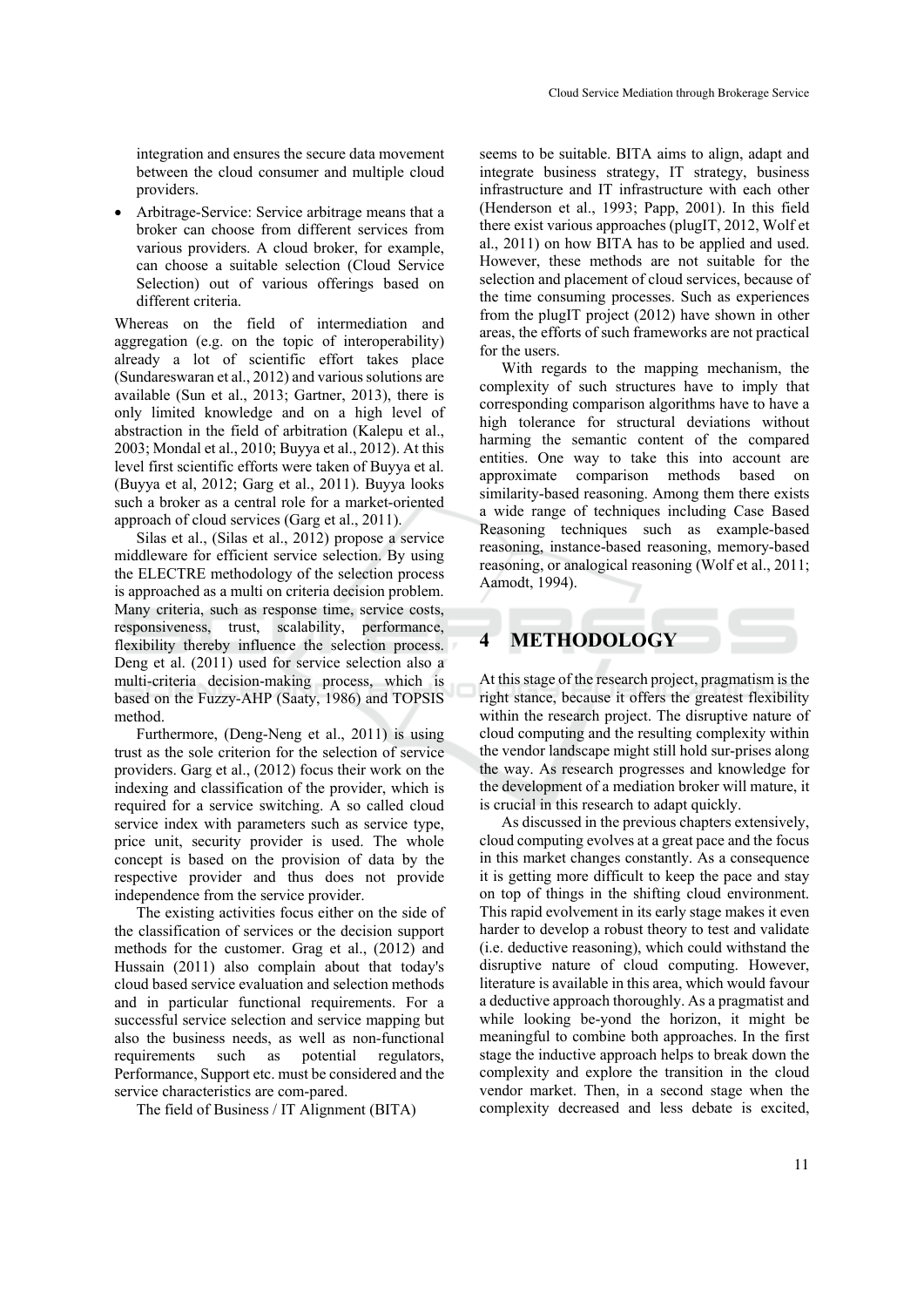integration and ensures the secure data movement between the cloud consumer and multiple cloud providers.

- Arbitrage-Service: Service arbitrage means that a broker can choose from different services from various providers. A cloud broker, for example, can choose a suitable selection (Cloud Service Selection) out of various offerings based on different criteria.

Whereas on the field of intermediation and aggregation (e.g. on the topic of interoperability) already a lot of scientific effort takes place (Sundareswaran et al., 2012) and various solutions are available (Sun et al., 2013; Gartner, 2013), there is only limited knowledge and on a high level of abstraction in the field of arbitration (Kalepu et al., 2003; Mondal et al., 2010; Buyya et al., 2012). At this level first scientific efforts were taken of Buyya et al. (Buyya et al, 2012; Garg et al., 2011). Buyya looks such a broker as a central role for a market-oriented approach of cloud services (Garg et al., 2011).

Silas et al., (Silas et al., 2012) propose a service middleware for efficient service selection. By using the ELECTRE methodology of the selection process is approached as a multi on criteria decision problem. Many criteria, such as response time, service costs, responsiveness, trust, scalability, performance, flexibility thereby influence the selection process. Deng et al. (2011) used for service selection also a multi-criteria decision-making process, which is based on the Fuzzy-AHP (Saaty, 1986) and TOPSIS method.

Furthermore, (Deng-Neng et al., 2011) is using trust as the sole criterion for the selection of service providers. Garg et al., (2012) focus their work on the indexing and classification of the provider, which is required for a service switching. A so called cloud service index with parameters such as service type, price unit, security provider is used. The whole concept is based on the provision of data by the respective provider and thus does not provide independence from the service provider.

The existing activities focus either on the side of the classification of services or the decision support methods for the customer. Grag et al., (2012) and Hussain (2011) also complain about that today's cloud based service evaluation and selection methods and in particular functional requirements. For a successful service selection and service mapping but also the business needs, as well as non-functional requirements such as potential regulators, Performance, Support etc. must be considered and the service characteristics are com-pared.

The field of Business / IT Alignment (BITA) seems to be suitable. BITA aims to align, adapt and integrate business strategy, IT strategy, business infrastructure and IT infrastructure with each other (Henderson et al., 1993; Papp, 2001). In this field there exist various approaches (plugIT, 2012, Wolf et al., 2011) on how BITA has to be applied and used. However, these methods are not suitable for the selection and placement of cloud services, because of the time consuming processes. Such as experiences from the plugIT project (2012) have shown in other areas, the efforts of such frameworks are not practical for the users.

With regards to the mapping mechanism, the complexity of such structures have to imply that corresponding comparison algorithms have to have a high tolerance for structural deviations without harming the semantic content of the compared entities. One way to take this into account are approximate comparison methods based on similarity-based reasoning. Among them there exists a wide range of techniques including Case Based Reasoning techniques such as example-based reasoning, instance-based reasoning, memory-based reasoning, or analogical reasoning (Wolf et al., 2011; Aamodt, 1994).

# 4 METHODOLOGY

At this stage of the research project, pragmatism is the right stance, because it offers the greatest flexibility within the research project. The disruptive nature of cloud computing and the resulting complexity within the vendor landscape might still hold sur-prises along the way. As research progresses and knowledge for the development of a mediation broker will mature, it is crucial in this research to adapt quickly.

As discussed in the previous chapters extensively, cloud computing evolves at a great pace and the focus in this market changes constantly. As a consequence it is getting more difficult to keep the pace and stay on top of things in the shifting cloud environment. This rapid evolvement in its early stage makes it even harder to develop a robust theory to test and validate (i.e. deductive reasoning), which could withstand the disruptive nature of cloud computing. However, literature is available in this area, which would favour a deductive approach thoroughly. As a pragmatist and while looking be-yond the horizon, it might be meaningful to combine both approaches. In the first stage the inductive approach helps to break down the complexity and explore the transition in the cloud vendor market. Then, in a second stage when the complexity decreased and less debate is excited,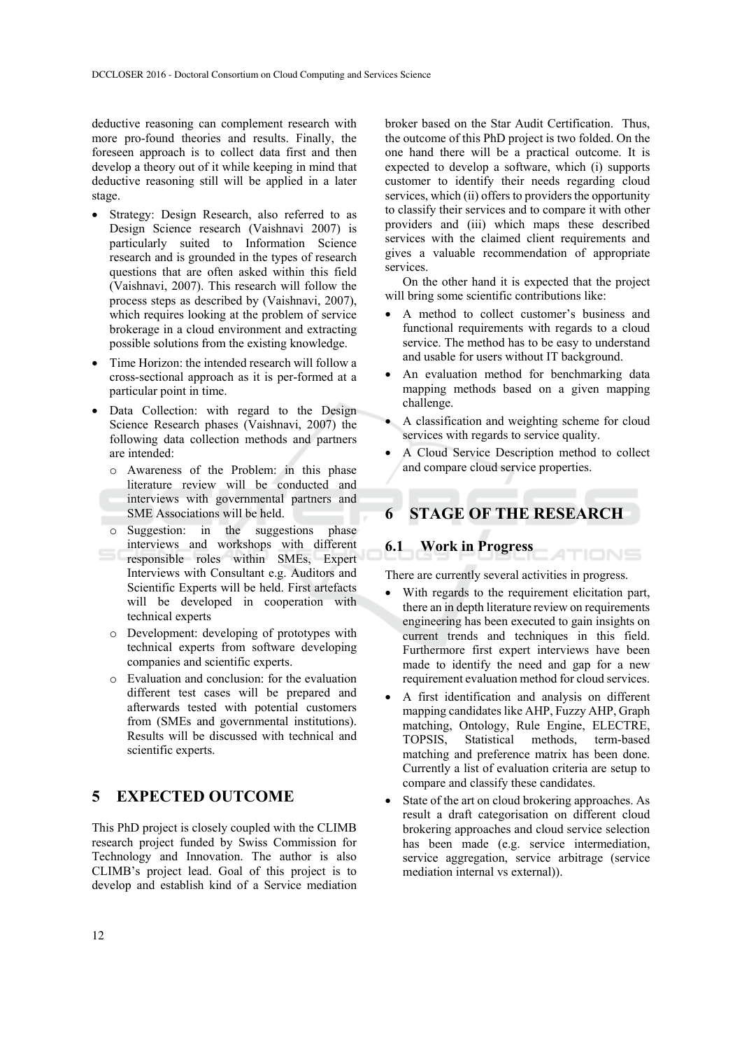deductive reasoning can complement research with more pro-found theories and results. Finally, the foreseen approach is to collect data first and then develop a theory out of it while keeping in mind that deductive reasoning still will be applied in a later stage.

- Strategy: Design Research, also referred to as Design Science research (Vaishnavi 2007) is particularly suited to Information Science research and is grounded in the types of research questions that are often asked within this field (Vaishnavi, 2007). This research will follow the process steps as described by (Vaishnavi, 2007), which requires looking at the problem of service brokerage in a cloud environment and extracting possible solutions from the existing knowledge.
- Time Horizon: the intended research will follow a cross-sectional approach as it is per-formed at a particular point in time.
- Data Collection: with regard to the Design Science Research phases (Vaishnavi, 2007) the following data collection methods and partners are intended:
  - Awareness of the Problem: in this phase literature review will be conducted and interviews with governmental partners and SME Associations will be held.
  - Suggestion: in the suggestions phase interviews and workshops with different responsible roles within SMEs, Expert Interviews with Consultant e.g. Auditors and Scientific Experts will be held. First artefacts will be developed in cooperation with technical experts
  - Development: developing of prototypes with technical experts from software developing companies and scientific experts.
  - Evaluation and conclusion: for the evaluation different test cases will be prepared and afterwards tested with potential customers from (SMEs and governmental institutions). Results will be discussed with technical and scientific experts.

## 5 EXPECTED OUTCOME

This PhD project is closely coupled with the CLIMB research project funded by Swiss Commission for Technology and Innovation. The author is also CLIMB's project lead. Goal of this project is to develop and establish kind of a Service mediation broker based on the Star Audit Certification. Thus, the outcome of this PhD project is two folded. On the one hand there will be a practical outcome. It is expected to develop a software, which (i) supports customer to identify their needs regarding cloud services, which (ii) offers to providers the opportunity to classify their services and to compare it with other providers and (iii) which maps these described services with the claimed client requirements and gives a valuable recommendation of appropriate services.

On the other hand it is expected that the project will bring some scientific contributions like:

- A method to collect customer's business and functional requirements with regards to a cloud service. The method has to be easy to understand and usable for users without IT background.
- An evaluation method for benchmarking data mapping methods based on a given mapping challenge.
- A classification and weighting scheme for cloud services with regards to service quality.
- A Cloud Service Description method to collect and compare cloud service properties.

## 6 STAGE OF THE RESEARCH

### 6.1 Work in Progress

There are currently several activities in progress.

- With regards to the requirement elicitation part, there an in depth literature review on requirements engineering has been executed to gain insights on current trends and techniques in this field. Furthermore first expert interviews have been made to identify the need and gap for a new requirement evaluation method for cloud services.
- A first identification and analysis on different mapping candidates like AHP, Fuzzy AHP, Graph matching, Ontology, Rule Engine, ELECTRE, TOPSIS, Statistical methods, term-based matching and preference matrix has been done. Currently a list of evaluation criteria are setup to compare and classify these candidates.
- State of the art on cloud brokering approaches. As result a draft categorisation on different cloud brokering approaches and cloud service selection has been made (e.g. service intermediation, service aggregation, service arbitrage (service mediation internal vs external)).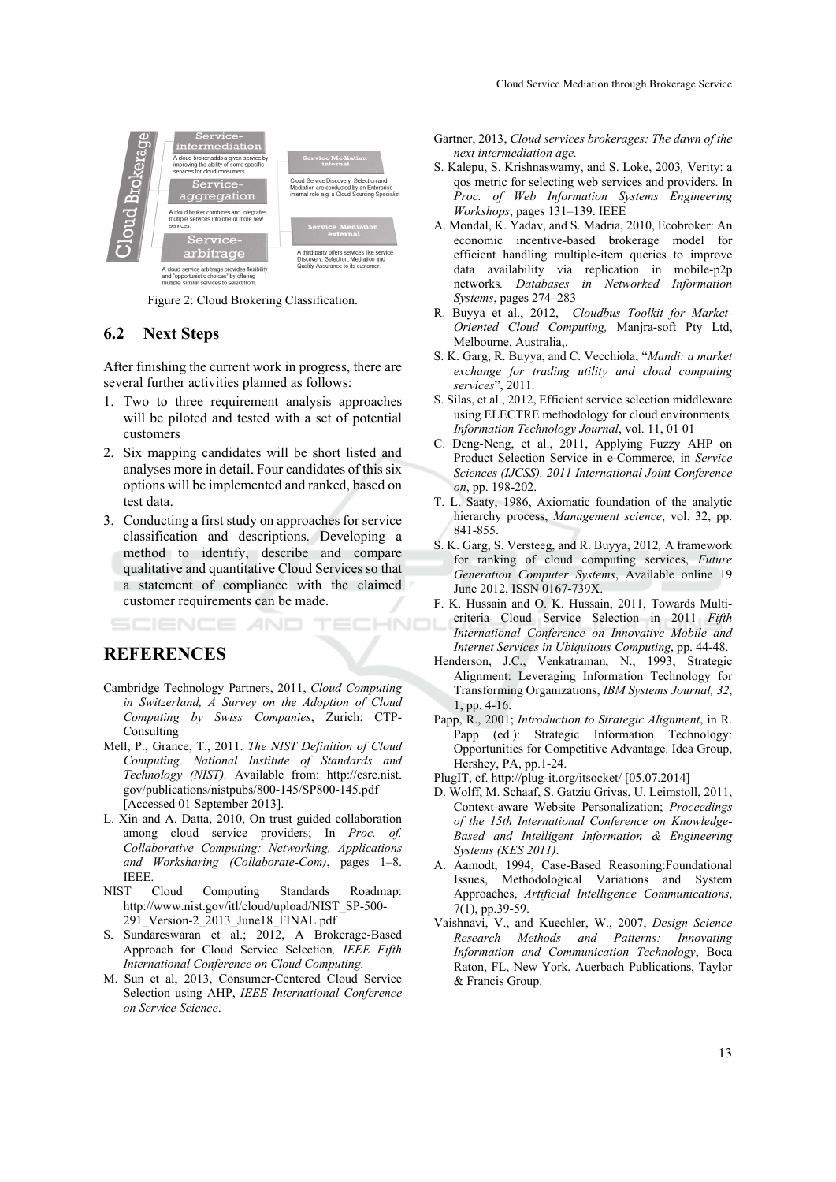Cloud Brokerage

Service-intermediation

A cloud broker adds a given service by improving the ability of some specific services for cloud consumers.

Service-aggregation

A cloud broker combines and integrates multiple services into one or more new services.

Service-arbitrage

A cloud service arbitrage provides flexibility and "opportunistic choices" by offering multiple similar services to select from.

Service Mediation internal

Cloud Service Discovery, Selection and Mediation are conducted by an Enterprise internal role e.g. a Cloud Sourcing Specialist

Service Mediation external

A third party offers services like service Discovery, Selection, Mediation and Quality Assurance to its customer.

Figure 2: Cloud Brokering Classification.

## 6.2 Next Steps

After finishing the current work in progress, there are several further activities planned as follows:

1. Two to three requirement analysis approaches will be piloted and tested with a set of potential customers
2. Six mapping candidates will be short listed and analyses more in detail. Four candidates of this six options will be implemented and ranked, based on test data.
3. Conducting a first study on approaches for service classification and descriptions. Developing a method to identify, describe and compare qualitative and quantitative Cloud Services so that a statement of compliance with the claimed customer requirements can be made.

# REFERENCES

Cambridge Technology Partners, 2011, *Cloud Computing in Switzerland, A Survey on the Adoption of Cloud Computing by Swiss Companies*, Zurich: CTP-Consulting

Mell, P., Grance, T., 2011. *The NIST Definition of Cloud Computing. National Institute of Standards and Technology (NIST).* Available from: http://csrc.nist.gov/publications/nistpubs/800-145/SP800-145.pdf [Accessed 01 September 2013].

L. Xin and A. Datta, 2010, On trust guided collaboration among cloud service providers; In *Proc. of. Collaborative Computing: Networking, Applications and Worksharing (Collaborate-Com)*, pages 1–8. IEEE.

NIST Cloud Computing Standards Roadmap: http://www.nist.gov/itl/cloud/upload/NIST_SP-500-291_Version-2_2013_June18_FINAL.pdf

S. Sundareswaran et al.; 2012, A Brokerage-Based Approach for Cloud Service Selection*, IEEE Fifth International Conference on Cloud Computing.*

M. Sun et al, 2013, Consumer-Centered Cloud Service Selection using AHP, *IEEE International Conference on Service Science*.

Gartner, 2013, *Cloud services brokerages: The dawn of the next intermediation age.*

S. Kalepu, S. Krishnaswamy, and S. Loke, 2003*,* Verity: a qos metric for selecting web services and providers. In *Proc. of Web Information Systems Engineering Workshops*, pages 131–139. IEEE

A. Mondal, K. Yadav, and S. Madria, 2010, Ecobroker: An economic incentive-based brokerage model for efficient handling multiple-item queries to improve data availability via replication in mobile-p2p networks*. Databases in Networked Information Systems*, pages 274–283

R. Buyya et al., 2012, *Cloudbus Toolkit for Market-Oriented Cloud Computing,* Manjra-soft Pty Ltd, Melbourne, Australia,.

S. K. Garg, R. Buyya, and C. Vecchiola; "*Mandi: a market exchange for trading utility and cloud computing services*", 2011.

S. Silas, et al., 2012, Efficient service selection middleware using ELECTRE methodology for cloud environments*, Information Technology Journal*, vol. 11, 01 01

C. Deng-Neng, et al., 2011, Applying Fuzzy AHP on Product Selection Service in e-Commerce*,* in *Service Sciences (IJCSS), 2011 International Joint Conference on*, pp. 198-202.

T. L. Saaty, 1986, Axiomatic foundation of the analytic hierarchy process, *Management science*, vol. 32, pp. 841-855.

S. K. Garg, S. Versteeg, and R. Buyya, 2012*,* A framework for ranking of cloud computing services, *Future Generation Computer Systems*, Available online 19 June 2012, ISSN 0167-739X.

F. K. Hussain and O. K. Hussain, 2011, Towards Multi-criteria Cloud Service Selection in 2011 *Fifth International Conference on Innovative Mobile and Internet Services in Ubiquitous Computing*, pp. 44-48.

Henderson, J.C., Venkatraman, N., 1993; Strategic Alignment: Leveraging Information Technology for Transforming Organizations, *IBM Systems Journal, 32*, 1, pp. 4-16.

Papp, R., 2001; *Introduction to Strategic Alignment*, in R. Papp (ed.): Strategic Information Technology: Opportunities for Competitive Advantage. Idea Group, Hershey, PA, pp.1-24.

PlugIT, cf. http://plug-it.org/itsocket/ [05.07.2014]

D. Wolff, M. Schaaf, S. Gatziu Grivas, U. Leimstoll, 2011, Context-aware Website Personalization; *Proceedings of the 15th International Conference on Knowledge-Based and Intelligent Information & Engineering Systems (KES 2011)*.

A. Aamodt, 1994, Case-Based Reasoning:Foundational Issues, Methodological Variations and System Approaches, *Artificial Intelligence Communications*, 7(1), pp.39-59.

Vaishnavi, V., and Kuechler, W., 2007, *Design Science Research Methods and Patterns: Innovating Information and Communication Technology*, Boca Raton, FL, New York, Auerbach Publications, Taylor & Francis Group.